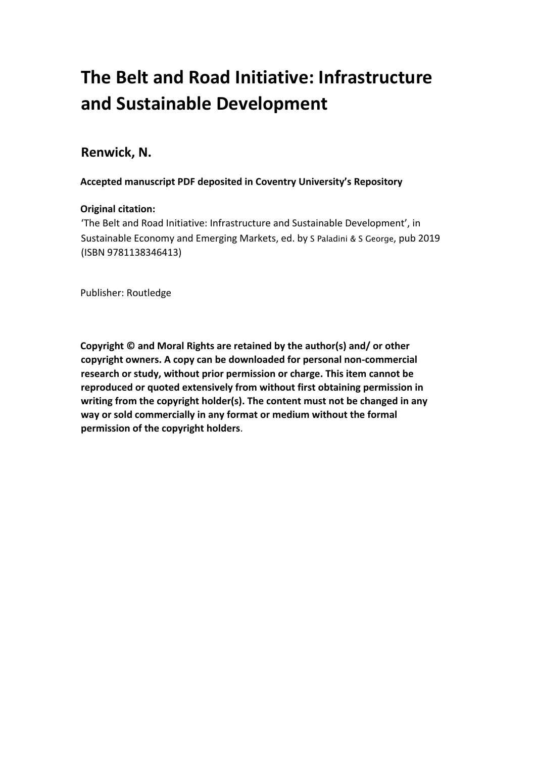# The Belt and Road Initiative: Infrastructure and Sustainable Development

## Renwick, N.

**Accepted manuscript PDF deposited in Coventry University's Repository**

**Original citation:**
'The Belt and Road Initiative: Infrastructure and Sustainable Development', in Sustainable Economy and Emerging Markets, ed. by S Paladini & S George, pub 2019 (ISBN 9781138346413)

Publisher: Routledge

**Copyright © and Moral Rights are retained by the author(s) and/ or other copyright owners. A copy can be downloaded for personal non-commercial research or study, without prior permission or charge. This item cannot be reproduced or quoted extensively from without first obtaining permission in writing from the copyright holder(s). The content must not be changed in any way or sold commercially in any format or medium without the formal permission of the copyright holders**.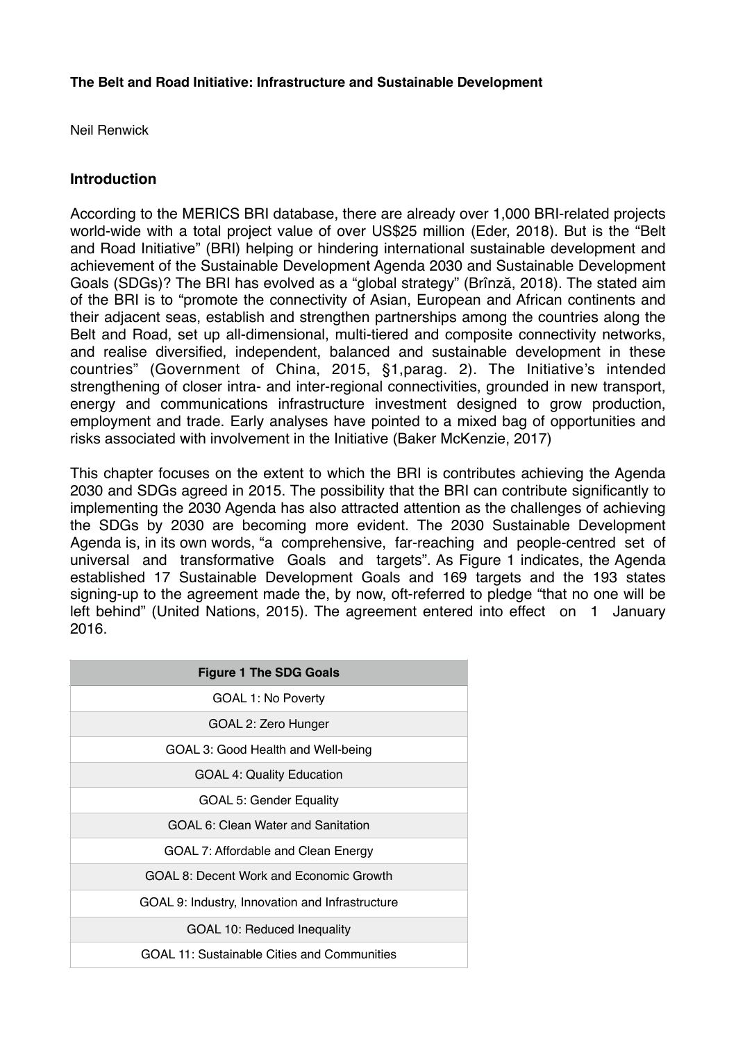**The Belt and Road Initiative: Infrastructure and Sustainable Development**

Neil Renwick

## Introduction

According to the MERICS BRI database, there are already over 1,000 BRI-related projects world-wide with a total project value of over US$25 million (Eder, 2018). But is the "Belt and Road Initiative" (BRI) helping or hindering international sustainable development and achievement of the Sustainable Development Agenda 2030 and Sustainable Development Goals (SDGs)? The BRI has evolved as a "global strategy" (Brînză, 2018). The stated aim of the BRI is to "promote the connectivity of Asian, European and African continents and their adjacent seas, establish and strengthen partnerships among the countries along the Belt and Road, set up all-dimensional, multi-tiered and composite connectivity networks, and realise diversified, independent, balanced and sustainable development in these countries" (Government of China, 2015, §1,parag. 2). The Initiative's intended strengthening of closer intra- and inter-regional connectivities, grounded in new transport, energy and communications infrastructure investment designed to grow production, employment and trade. Early analyses have pointed to a mixed bag of opportunities and risks associated with involvement in the Initiative (Baker McKenzie, 2017)

This chapter focuses on the extent to which the BRI is contributes achieving the Agenda 2030 and SDGs agreed in 2015. The possibility that the BRI can contribute significantly to implementing the 2030 Agenda has also attracted attention as the challenges of achieving the SDGs by 2030 are becoming more evident. The 2030 Sustainable Development Agenda is, in its own words, "a comprehensive, far-reaching and people-centred set of universal and transformative Goals and targets". As Figure 1 indicates, the Agenda established 17 Sustainable Development Goals and 169 targets and the 193 states signing-up to the agreement made the, by now, oft-referred to pledge "that no one will be left behind" (United Nations, 2015). The agreement entered into effect on 1 January 2016.

| **Figure 1 The SDG Goals** |
| --- |
| GOAL 1: No Poverty |
| GOAL 2: Zero Hunger |
| GOAL 3: Good Health and Well-being |
| GOAL 4: Quality Education |
| GOAL 5: Gender Equality |
| GOAL 6: Clean Water and Sanitation |
| GOAL 7: Affordable and Clean Energy |
| GOAL 8: Decent Work and Economic Growth |
| GOAL 9: Industry, Innovation and Infrastructure |
| GOAL 10: Reduced Inequality |
| GOAL 11: Sustainable Cities and Communities |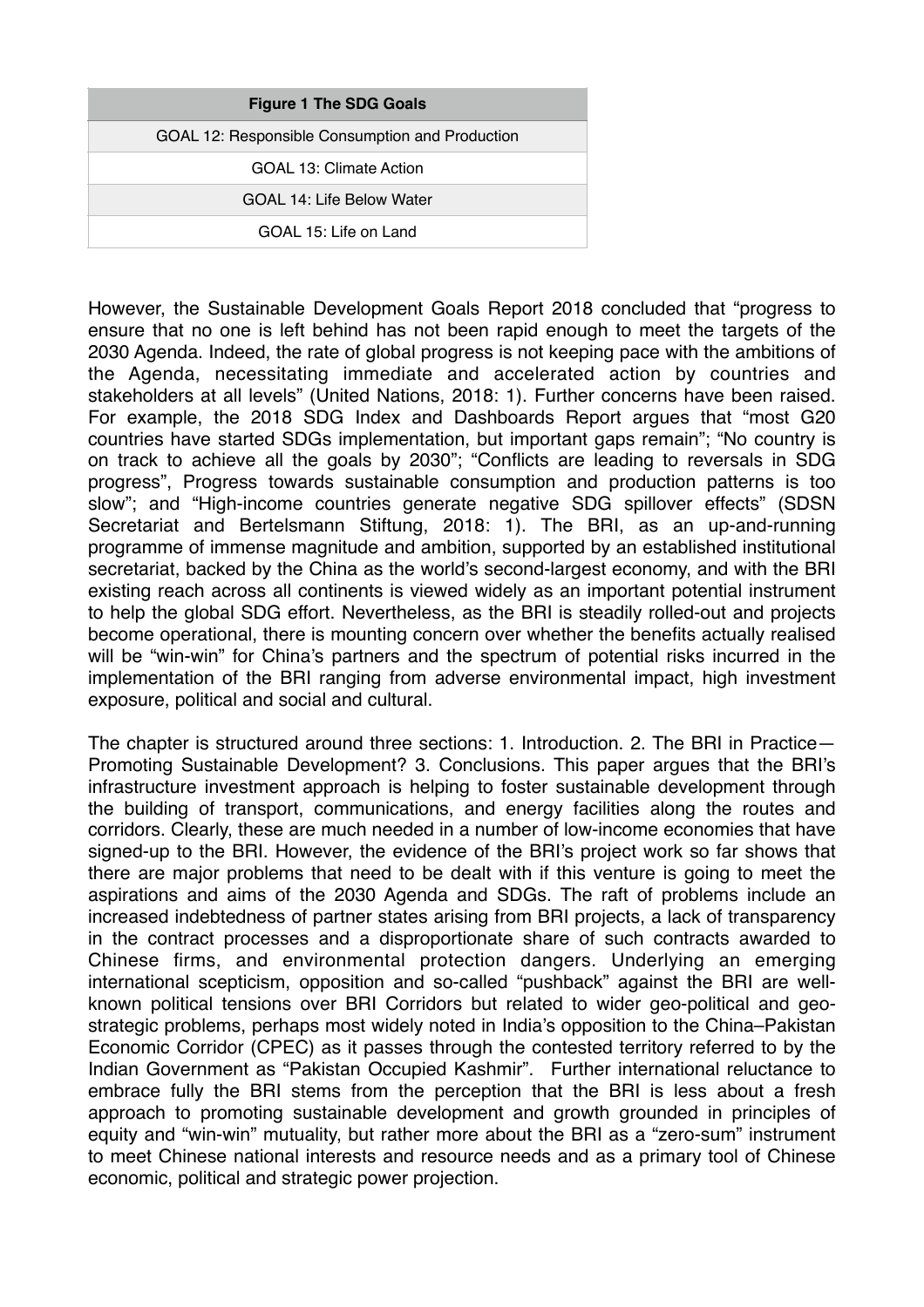| Figure 1 The SDG Goals |
|---|
| GOAL 12: Responsible Consumption and Production |
| GOAL 13: Climate Action |
| GOAL 14: Life Below Water |
| GOAL 15: Life on Land |

However, the Sustainable Development Goals Report 2018 concluded that "progress to ensure that no one is left behind has not been rapid enough to meet the targets of the 2030 Agenda. Indeed, the rate of global progress is not keeping pace with the ambitions of the Agenda, necessitating immediate and accelerated action by countries and stakeholders at all levels" (United Nations, 2018: 1). Further concerns have been raised. For example, the 2018 SDG Index and Dashboards Report argues that "most G20 countries have started SDGs implementation, but important gaps remain"; "No country is on track to achieve all the goals by 2030"; "Conflicts are leading to reversals in SDG progress", Progress towards sustainable consumption and production patterns is too slow"; and "High-income countries generate negative SDG spillover effects" (SDSN Secretariat and Bertelsmann Stiftung, 2018: 1). The BRI, as an up-and-running programme of immense magnitude and ambition, supported by an established institutional secretariat, backed by the China as the world's second-largest economy, and with the BRI existing reach across all continents is viewed widely as an important potential instrument to help the global SDG effort. Nevertheless, as the BRI is steadily rolled-out and projects become operational, there is mounting concern over whether the benefits actually realised will be "win-win" for China's partners and the spectrum of potential risks incurred in the implementation of the BRI ranging from adverse environmental impact, high investment exposure, political and social and cultural.

The chapter is structured around three sections: 1. Introduction. 2. The BRI in Practice—Promoting Sustainable Development? 3. Conclusions. This paper argues that the BRI's infrastructure investment approach is helping to foster sustainable development through the building of transport, communications, and energy facilities along the routes and corridors. Clearly, these are much needed in a number of low-income economies that have signed-up to the BRI. However, the evidence of the BRI's project work so far shows that there are major problems that need to be dealt with if this venture is going to meet the aspirations and aims of the 2030 Agenda and SDGs. The raft of problems include an increased indebtedness of partner states arising from BRI projects, a lack of transparency in the contract processes and a disproportionate share of such contracts awarded to Chinese firms, and environmental protection dangers. Underlying an emerging international scepticism, opposition and so-called "pushback" against the BRI are well-known political tensions over BRI Corridors but related to wider geo-political and geo-strategic problems, perhaps most widely noted in India's opposition to the China–Pakistan Economic Corridor (CPEC) as it passes through the contested territory referred to by the Indian Government as "Pakistan Occupied Kashmir". Further international reluctance to embrace fully the BRI stems from the perception that the BRI is less about a fresh approach to promoting sustainable development and growth grounded in principles of equity and "win-win" mutuality, but rather more about the BRI as a "zero-sum" instrument to meet Chinese national interests and resource needs and as a primary tool of Chinese economic, political and strategic power projection.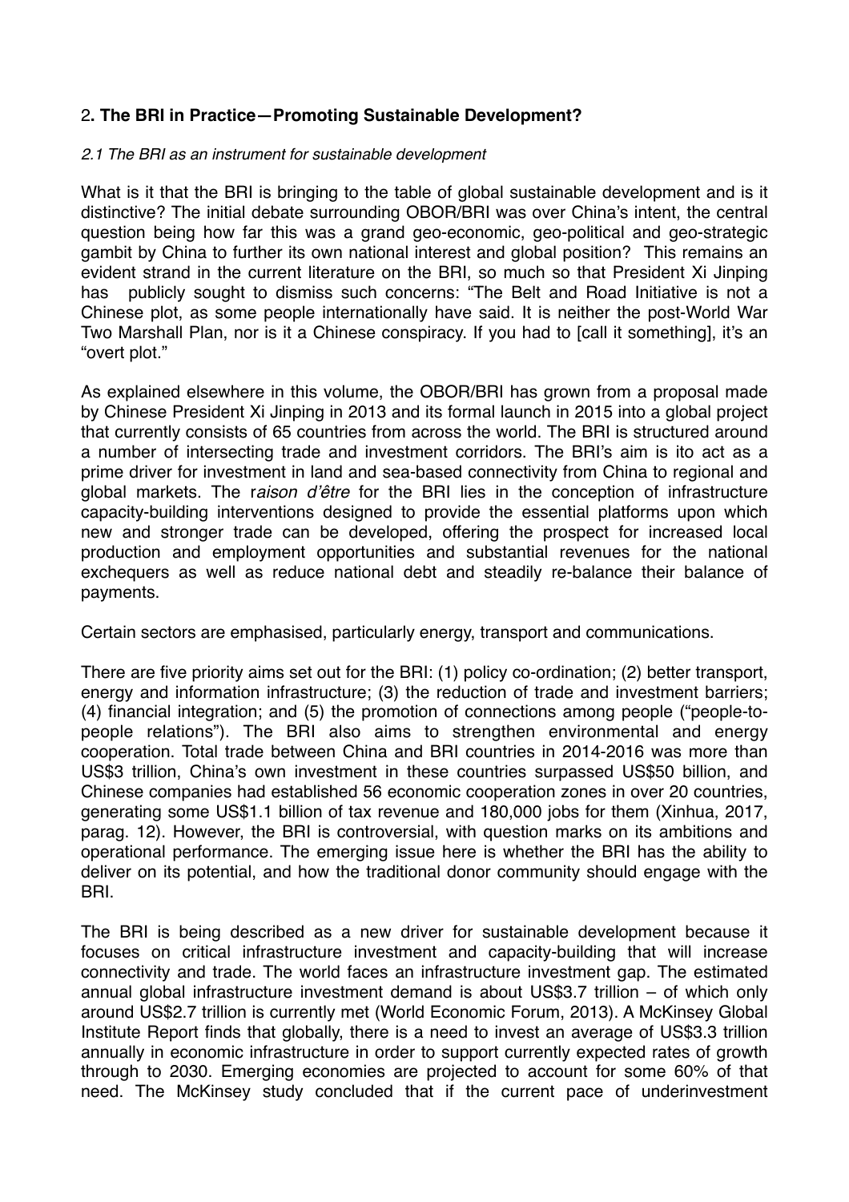## 2. The BRI in Practice—Promoting Sustainable Development?

### *2.1 The BRI as an instrument for sustainable development*

What is it that the BRI is bringing to the table of global sustainable development and is it distinctive? The initial debate surrounding OBOR/BRI was over China's intent, the central question being how far this was a grand geo-economic, geo-political and geo-strategic gambit by China to further its own national interest and global position? This remains an evident strand in the current literature on the BRI, so much so that President Xi Jinping has publicly sought to dismiss such concerns: "The Belt and Road Initiative is not a Chinese plot, as some people internationally have said. It is neither the post-World War Two Marshall Plan, nor is it a Chinese conspiracy. If you had to [call it something], it's an "overt plot."

As explained elsewhere in this volume, the OBOR/BRI has grown from a proposal made by Chinese President Xi Jinping in 2013 and its formal launch in 2015 into a global project that currently consists of 65 countries from across the world. The BRI is structured around a number of intersecting trade and investment corridors. The BRI's aim is ito act as a prime driver for investment in land and sea-based connectivity from China to regional and global markets. The r*aison d'être* for the BRI lies in the conception of infrastructure capacity-building interventions designed to provide the essential platforms upon which new and stronger trade can be developed, offering the prospect for increased local production and employment opportunities and substantial revenues for the national exchequers as well as reduce national debt and steadily re-balance their balance of payments.

Certain sectors are emphasised, particularly energy, transport and communications.

There are five priority aims set out for the BRI: (1) policy co-ordination; (2) better transport, energy and information infrastructure; (3) the reduction of trade and investment barriers; (4) financial integration; and (5) the promotion of connections among people ("people-to-people relations"). The BRI also aims to strengthen environmental and energy cooperation. Total trade between China and BRI countries in 2014-2016 was more than US$3 trillion, China's own investment in these countries surpassed US$50 billion, and Chinese companies had established 56 economic cooperation zones in over 20 countries, generating some US$1.1 billion of tax revenue and 180,000 jobs for them (Xinhua, 2017, parag. 12). However, the BRI is controversial, with question marks on its ambitions and operational performance. The emerging issue here is whether the BRI has the ability to deliver on its potential, and how the traditional donor community should engage with the BRI.

The BRI is being described as a new driver for sustainable development because it focuses on critical infrastructure investment and capacity-building that will increase connectivity and trade. The world faces an infrastructure investment gap. The estimated annual global infrastructure investment demand is about US$3.7 trillion – of which only around US$2.7 trillion is currently met (World Economic Forum, 2013). A McKinsey Global Institute Report finds that globally, there is a need to invest an average of US$3.3 trillion annually in economic infrastructure in order to support currently expected rates of growth through to 2030. Emerging economies are projected to account for some 60% of that need. The McKinsey study concluded that if the current pace of underinvestment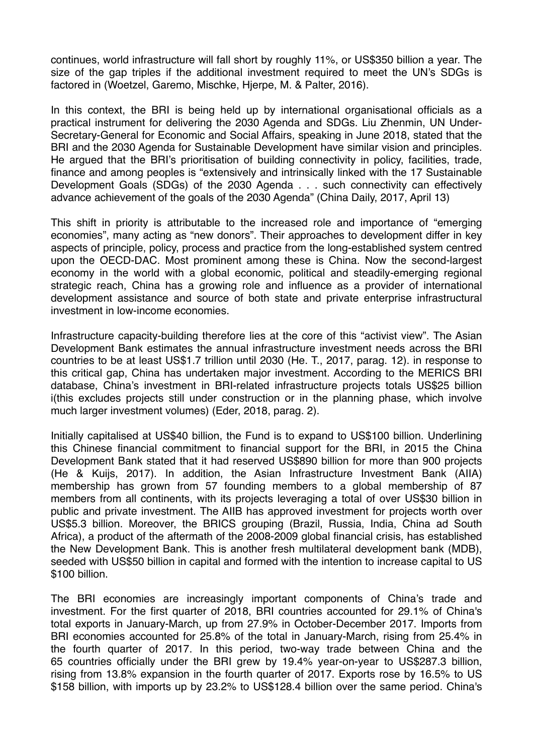continues, world infrastructure will fall short by roughly 11%, or US$350 billion a year. The size of the gap triples if the additional investment required to meet the UN's SDGs is factored in (Woetzel, Garemo, Mischke, Hjerpe, M. & Palter, 2016).

In this context, the BRI is being held up by international organisational officials as a practical instrument for delivering the 2030 Agenda and SDGs. Liu Zhenmin, UN Under-Secretary-General for Economic and Social Affairs, speaking in June 2018, stated that the BRI and the 2030 Agenda for Sustainable Development have similar vision and principles. He argued that the BRI's prioritisation of building connectivity in policy, facilities, trade, finance and among peoples is "extensively and intrinsically linked with the 17 Sustainable Development Goals (SDGs) of the 2030 Agenda . . . such connectivity can effectively advance achievement of the goals of the 2030 Agenda" (China Daily, 2017, April 13)

This shift in priority is attributable to the increased role and importance of "emerging economies", many acting as "new donors". Their approaches to development differ in key aspects of principle, policy, process and practice from the long-established system centred upon the OECD-DAC. Most prominent among these is China. Now the second-largest economy in the world with a global economic, political and steadily-emerging regional strategic reach, China has a growing role and influence as a provider of international development assistance and source of both state and private enterprise infrastructural investment in low-income economies.

Infrastructure capacity-building therefore lies at the core of this "activist view". The Asian Development Bank estimates the annual infrastructure investment needs across the BRI countries to be at least US$1.7 trillion until 2030 (He. T., 2017, parag. 12). in response to this critical gap, China has undertaken major investment. According to the MERICS BRI database, China's investment in BRI-related infrastructure projects totals US$25 billion i(this excludes projects still under construction or in the planning phase, which involve much larger investment volumes) (Eder, 2018, parag. 2).

Initially capitalised at US$40 billion, the Fund is to expand to US$100 billion. Underlining this Chinese financial commitment to financial support for the BRI, in 2015 the China Development Bank stated that it had reserved US$890 billion for more than 900 projects (He & Kuijs, 2017). In addition, the Asian Infrastructure Investment Bank (AIIA) membership has grown from 57 founding members to a global membership of 87 members from all continents, with its projects leveraging a total of over US$30 billion in public and private investment. The AIIB has approved investment for projects worth over US$5.3 billion. Moreover, the BRICS grouping (Brazil, Russia, India, China ad South Africa), a product of the aftermath of the 2008-2009 global financial crisis, has established the New Development Bank. This is another fresh multilateral development bank (MDB), seeded with US$50 billion in capital and formed with the intention to increase capital to US $100 billion.

The BRI economies are increasingly important components of China's trade and investment. For the first quarter of 2018, BRI countries accounted for 29.1% of China's total exports in January-March, up from 27.9% in October-December 2017. Imports from BRI economies accounted for 25.8% of the total in January-March, rising from 25.4% in the fourth quarter of 2017. In this period, two-way trade between China and the 65 countries officially under the BRI grew by 19.4% year-on-year to US$287.3 billion, rising from 13.8% expansion in the fourth quarter of 2017. Exports rose by 16.5% to US $158 billion, with imports up by 23.2% to US$128.4 billion over the same period. China's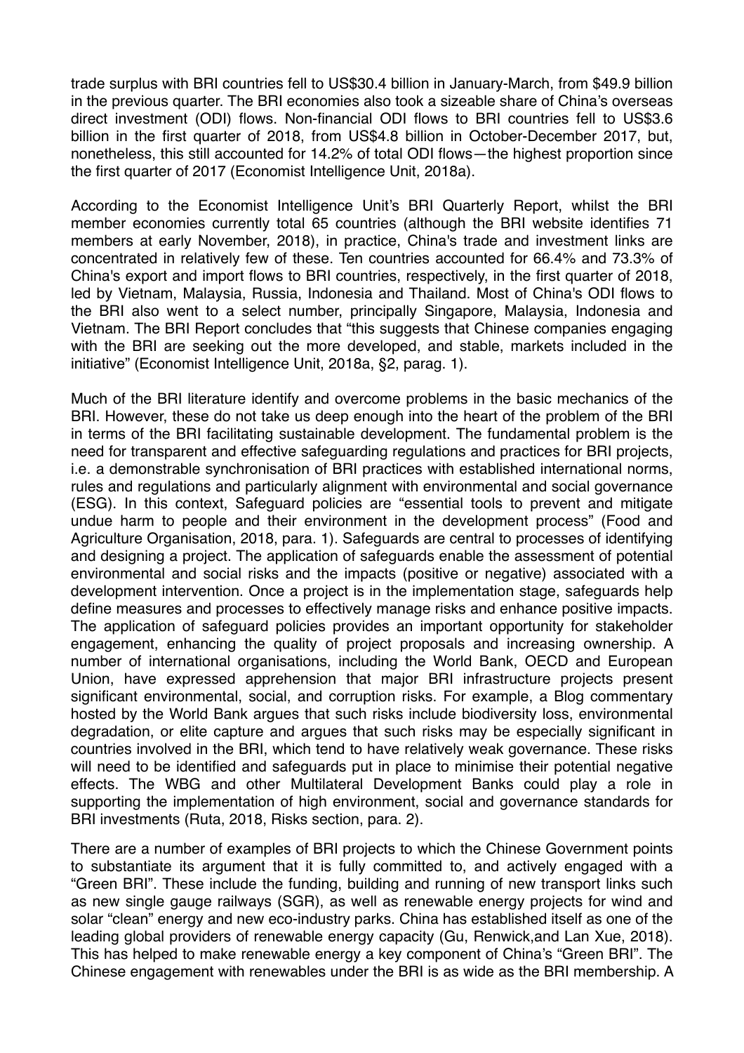trade surplus with BRI countries fell to US$30.4 billion in January-March, from $49.9 billion in the previous quarter. The BRI economies also took a sizeable share of China's overseas direct investment (ODI) flows. Non-financial ODI flows to BRI countries fell to US$3.6 billion in the first quarter of 2018, from US$4.8 billion in October-December 2017, but, nonetheless, this still accounted for 14.2% of total ODI flows—the highest proportion since the first quarter of 2017 (Economist Intelligence Unit, 2018a).

According to the Economist Intelligence Unit's BRI Quarterly Report, whilst the BRI member economies currently total 65 countries (although the BRI website identifies 71 members at early November, 2018), in practice, China's trade and investment links are concentrated in relatively few of these. Ten countries accounted for 66.4% and 73.3% of China's export and import flows to BRI countries, respectively, in the first quarter of 2018, led by Vietnam, Malaysia, Russia, Indonesia and Thailand. Most of China's ODI flows to the BRI also went to a select number, principally Singapore, Malaysia, Indonesia and Vietnam. The BRI Report concludes that "this suggests that Chinese companies engaging with the BRI are seeking out the more developed, and stable, markets included in the initiative" (Economist Intelligence Unit, 2018a, §2, parag. 1).

Much of the BRI literature identify and overcome problems in the basic mechanics of the BRI. However, these do not take us deep enough into the heart of the problem of the BRI in terms of the BRI facilitating sustainable development. The fundamental problem is the need for transparent and effective safeguarding regulations and practices for BRI projects, i.e. a demonstrable synchronisation of BRI practices with established international norms, rules and regulations and particularly alignment with environmental and social governance (ESG). In this context, Safeguard policies are "essential tools to prevent and mitigate undue harm to people and their environment in the development process" (Food and Agriculture Organisation, 2018, para. 1). Safeguards are central to processes of identifying and designing a project. The application of safeguards enable the assessment of potential environmental and social risks and the impacts (positive or negative) associated with a development intervention. Once a project is in the implementation stage, safeguards help define measures and processes to effectively manage risks and enhance positive impacts. The application of safeguard policies provides an important opportunity for stakeholder engagement, enhancing the quality of project proposals and increasing ownership. A number of international organisations, including the World Bank, OECD and European Union, have expressed apprehension that major BRI infrastructure projects present significant environmental, social, and corruption risks. For example, a Blog commentary hosted by the World Bank argues that such risks include biodiversity loss, environmental degradation, or elite capture and argues that such risks may be especially significant in countries involved in the BRI, which tend to have relatively weak governance. These risks will need to be identified and safeguards put in place to minimise their potential negative effects. The WBG and other Multilateral Development Banks could play a role in supporting the implementation of high environment, social and governance standards for BRI investments (Ruta, 2018, Risks section, para. 2).

There are a number of examples of BRI projects to which the Chinese Government points to substantiate its argument that it is fully committed to, and actively engaged with a "Green BRI". These include the funding, building and running of new transport links such as new single gauge railways (SGR), as well as renewable energy projects for wind and solar "clean" energy and new eco-industry parks. China has established itself as one of the leading global providers of renewable energy capacity (Gu, Renwick,and Lan Xue, 2018). This has helped to make renewable energy a key component of China's "Green BRI". The Chinese engagement with renewables under the BRI is as wide as the BRI membership. A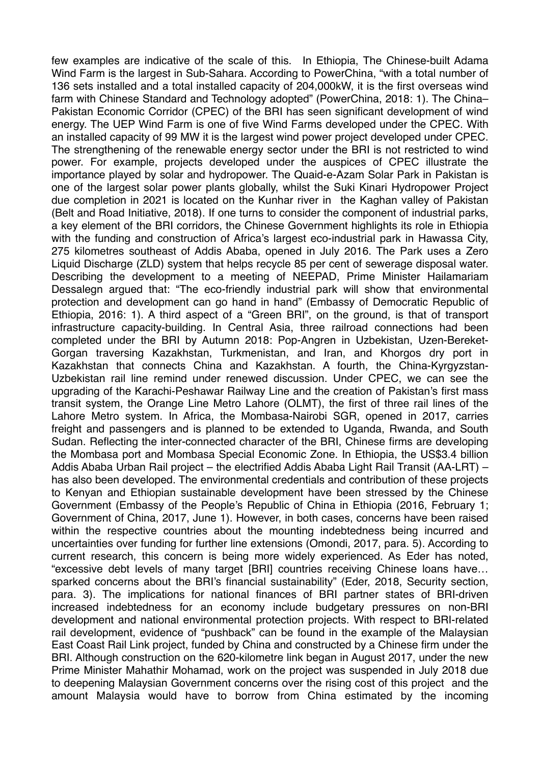few examples are indicative of the scale of this. In Ethiopia, The Chinese-built Adama Wind Farm is the largest in Sub-Sahara. According to PowerChina, "with a total number of 136 sets installed and a total installed capacity of 204,000kW, it is the first overseas wind farm with Chinese Standard and Technology adopted" (PowerChina, 2018: 1). The China–Pakistan Economic Corridor (CPEC) of the BRI has seen significant development of wind energy. The UEP Wind Farm is one of five Wind Farms developed under the CPEC. With an installed capacity of 99 MW it is the largest wind power project developed under CPEC. The strengthening of the renewable energy sector under the BRI is not restricted to wind power. For example, projects developed under the auspices of CPEC illustrate the importance played by solar and hydropower. The Quaid-e-Azam Solar Park in Pakistan is one of the largest solar power plants globally, whilst the Suki Kinari Hydropower Project due completion in 2021 is located on the Kunhar river in the Kaghan valley of Pakistan (Belt and Road Initiative, 2018). If one turns to consider the component of industrial parks, a key element of the BRI corridors, the Chinese Government highlights its role in Ethiopia with the funding and construction of Africa's largest eco-industrial park in Hawassa City, 275 kilometres southeast of Addis Ababa, opened in July 2016. The Park uses a Zero Liquid Discharge (ZLD) system that helps recycle 85 per cent of sewerage disposal water. Describing the development to a meeting of NEEPAD, Prime Minister Hailamariam Dessalegn argued that: "The eco-friendly industrial park will show that environmental protection and development can go hand in hand" (Embassy of Democratic Republic of Ethiopia, 2016: 1). A third aspect of a "Green BRI", on the ground, is that of transport infrastructure capacity-building. In Central Asia, three railroad connections had been completed under the BRI by Autumn 2018: Pop-Angren in Uzbekistan, Uzen-Bereket-Gorgan traversing Kazakhstan, Turkmenistan, and Iran, and Khorgos dry port in Kazakhstan that connects China and Kazakhstan. A fourth, the China-Kyrgyzstan-Uzbekistan rail line remind under renewed discussion. Under CPEC, we can see the upgrading of the Karachi-Peshawar Railway Line and the creation of Pakistan's first mass transit system, the Orange Line Metro Lahore (OLMT), the first of three rail lines of the Lahore Metro system. In Africa, the Mombasa-Nairobi SGR, opened in 2017, carries freight and passengers and is planned to be extended to Uganda, Rwanda, and South Sudan. Reflecting the inter-connected character of the BRI, Chinese firms are developing the Mombasa port and Mombasa Special Economic Zone. In Ethiopia, the US$3.4 billion Addis Ababa Urban Rail project – the electrified Addis Ababa Light Rail Transit (AA-LRT) – has also been developed. The environmental credentials and contribution of these projects to Kenyan and Ethiopian sustainable development have been stressed by the Chinese Government (Embassy of the People's Republic of China in Ethiopia (2016, February 1; Government of China, 2017, June 1). However, in both cases, concerns have been raised within the respective countries about the mounting indebtedness being incurred and uncertainties over funding for further line extensions (Omondi, 2017, para. 5). According to current research, this concern is being more widely experienced. As Eder has noted, "excessive debt levels of many target [BRI] countries receiving Chinese loans have… sparked concerns about the BRI's financial sustainability" (Eder, 2018, Security section, para. 3). The implications for national finances of BRI partner states of BRI-driven increased indebtedness for an economy include budgetary pressures on non-BRI development and national environmental protection projects. With respect to BRI-related rail development, evidence of "pushback" can be found in the example of the Malaysian East Coast Rail Link project, funded by China and constructed by a Chinese firm under the BRI. Although construction on the 620-kilometre link began in August 2017, under the new Prime Minister Mahathir Mohamad, work on the project was suspended in July 2018 due to deepening Malaysian Government concerns over the rising cost of this project and the amount Malaysia would have to borrow from China estimated by the incoming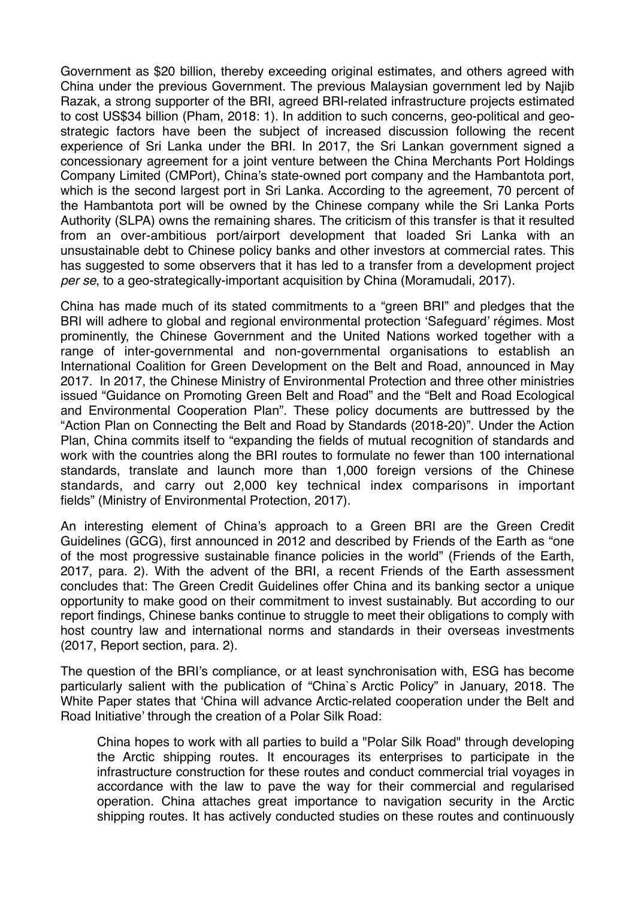Government as $20 billion, thereby exceeding original estimates, and others agreed with China under the previous Government. The previous Malaysian government led by Najib Razak, a strong supporter of the BRI, agreed BRI-related infrastructure projects estimated to cost US$34 billion (Pham, 2018: 1). In addition to such concerns, geo-political and geo-strategic factors have been the subject of increased discussion following the recent experience of Sri Lanka under the BRI. In 2017, the Sri Lankan government signed a concessionary agreement for a joint venture between the China Merchants Port Holdings Company Limited (CMPort), China's state-owned port company and the Hambantota port, which is the second largest port in Sri Lanka. According to the agreement, 70 percent of the Hambantota port will be owned by the Chinese company while the Sri Lanka Ports Authority (SLPA) owns the remaining shares. The criticism of this transfer is that it resulted from an over-ambitious port/airport development that loaded Sri Lanka with an unsustainable debt to Chinese policy banks and other investors at commercial rates. This has suggested to some observers that it has led to a transfer from a development project *per se*, to a geo-strategically-important acquisition by China (Moramudali, 2017).

China has made much of its stated commitments to a "green BRI" and pledges that the BRI will adhere to global and regional environmental protection 'Safeguard' régimes. Most prominently, the Chinese Government and the United Nations worked together with a range of inter-governmental and non-governmental organisations to establish an International Coalition for Green Development on the Belt and Road, announced in May 2017. In 2017, the Chinese Ministry of Environmental Protection and three other ministries issued "Guidance on Promoting Green Belt and Road" and the "Belt and Road Ecological and Environmental Cooperation Plan". These policy documents are buttressed by the "Action Plan on Connecting the Belt and Road by Standards (2018-20)". Under the Action Plan, China commits itself to "expanding the fields of mutual recognition of standards and work with the countries along the BRI routes to formulate no fewer than 100 international standards, translate and launch more than 1,000 foreign versions of the Chinese standards, and carry out 2,000 key technical index comparisons in important fields" (Ministry of Environmental Protection, 2017).

An interesting element of China's approach to a Green BRI are the Green Credit Guidelines (GCG), first announced in 2012 and described by Friends of the Earth as "one of the most progressive sustainable finance policies in the world" (Friends of the Earth, 2017, para. 2). With the advent of the BRI, a recent Friends of the Earth assessment concludes that: The Green Credit Guidelines offer China and its banking sector a unique opportunity to make good on their commitment to invest sustainably. But according to our report findings, Chinese banks continue to struggle to meet their obligations to comply with host country law and international norms and standards in their overseas investments (2017, Report section, para. 2).

The question of the BRI's compliance, or at least synchronisation with, ESG has become particularly salient with the publication of "China`s Arctic Policy" in January, 2018. The White Paper states that 'China will advance Arctic-related cooperation under the Belt and Road Initiative' through the creation of a Polar Silk Road:

> China hopes to work with all parties to build a "Polar Silk Road" through developing the Arctic shipping routes. It encourages its enterprises to participate in the infrastructure construction for these routes and conduct commercial trial voyages in accordance with the law to pave the way for their commercial and regularised operation. China attaches great importance to navigation security in the Arctic shipping routes. It has actively conducted studies on these routes and continuously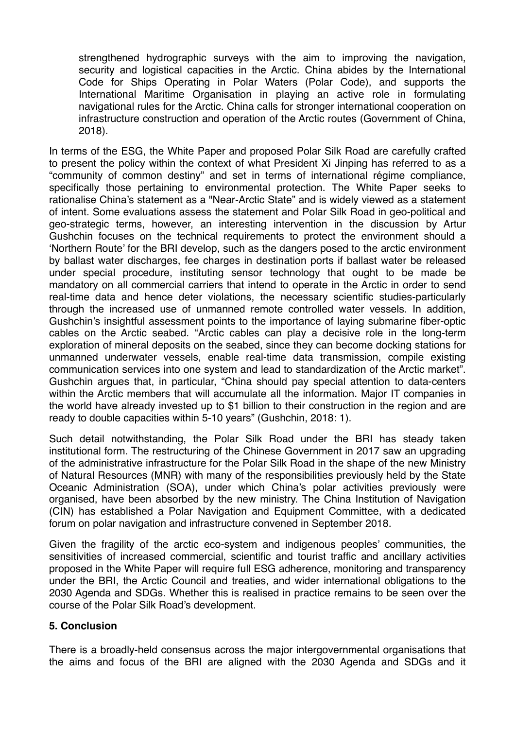> strengthened hydrographic surveys with the aim to improving the navigation, security and logistical capacities in the Arctic. China abides by the International Code for Ships Operating in Polar Waters (Polar Code), and supports the International Maritime Organisation in playing an active role in formulating navigational rules for the Arctic. China calls for stronger international cooperation on infrastructure construction and operation of the Arctic routes (Government of China, 2018).

In terms of the ESG, the White Paper and proposed Polar Silk Road are carefully crafted to present the policy within the context of what President Xi Jinping has referred to as a "community of common destiny" and set in terms of international régime compliance, specifically those pertaining to environmental protection. The White Paper seeks to rationalise China's statement as a "Near-Arctic State" and is widely viewed as a statement of intent. Some evaluations assess the statement and Polar Silk Road in geo-political and geo-strategic terms, however, an interesting intervention in the discussion by Artur Gushchin focuses on the technical requirements to protect the environment should a 'Northern Route' for the BRI develop, such as the dangers posed to the arctic environment by ballast water discharges, fee charges in destination ports if ballast water be released under special procedure, instituting sensor technology that ought to be made be mandatory on all commercial carriers that intend to operate in the Arctic in order to send real-time data and hence deter violations, the necessary scientific studies-particularly through the increased use of unmanned remote controlled water vessels. In addition, Gushchin's insightful assessment points to the importance of laying submarine fiber-optic cables on the Arctic seabed. "Arctic cables can play a decisive role in the long-term exploration of mineral deposits on the seabed, since they can become docking stations for unmanned underwater vessels, enable real-time data transmission, compile existing communication services into one system and lead to standardization of the Arctic market". Gushchin argues that, in particular, "China should pay special attention to data-centers within the Arctic members that will accumulate all the information. Major IT companies in the world have already invested up to $1 billion to their construction in the region and are ready to double capacities within 5-10 years" (Gushchin, 2018: 1).

Such detail notwithstanding, the Polar Silk Road under the BRI has steady taken institutional form. The restructuring of the Chinese Government in 2017 saw an upgrading of the administrative infrastructure for the Polar Silk Road in the shape of the new Ministry of Natural Resources (MNR) with many of the responsibilities previously held by the State Oceanic Administration (SOA), under which China's polar activities previously were organised, have been absorbed by the new ministry. The China Institution of Navigation (CIN) has established a Polar Navigation and Equipment Committee, with a dedicated forum on polar navigation and infrastructure convened in September 2018.

Given the fragility of the arctic eco-system and indigenous peoples' communities, the sensitivities of increased commercial, scientific and tourist traffic and ancillary activities proposed in the White Paper will require full ESG adherence, monitoring and transparency under the BRI, the Arctic Council and treaties, and wider international obligations to the 2030 Agenda and SDGs. Whether this is realised in practice remains to be seen over the course of the Polar Silk Road's development.

## 5. Conclusion

There is a broadly-held consensus across the major intergovernmental organisations that the aims and focus of the BRI are aligned with the 2030 Agenda and SDGs and it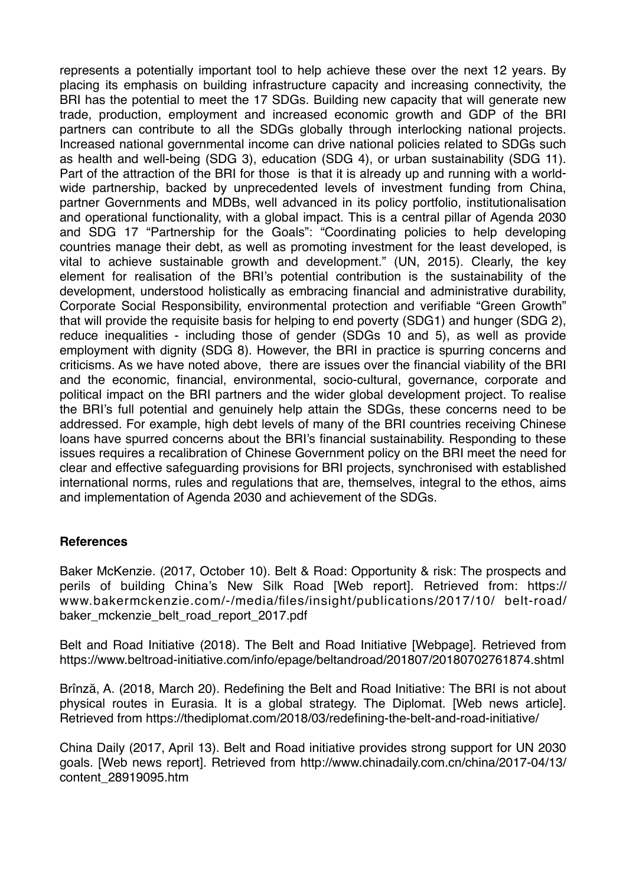represents a potentially important tool to help achieve these over the next 12 years. By placing its emphasis on building infrastructure capacity and increasing connectivity, the BRI has the potential to meet the 17 SDGs. Building new capacity that will generate new trade, production, employment and increased economic growth and GDP of the BRI partners can contribute to all the SDGs globally through interlocking national projects. Increased national governmental income can drive national policies related to SDGs such as health and well-being (SDG 3), education (SDG 4), or urban sustainability (SDG 11). Part of the attraction of the BRI for those is that it is already up and running with a world-wide partnership, backed by unprecedented levels of investment funding from China, partner Governments and MDBs, well advanced in its policy portfolio, institutionalisation and operational functionality, with a global impact. This is a central pillar of Agenda 2030 and SDG 17 "Partnership for the Goals": "Coordinating policies to help developing countries manage their debt, as well as promoting investment for the least developed, is vital to achieve sustainable growth and development." (UN, 2015). Clearly, the key element for realisation of the BRI's potential contribution is the sustainability of the development, understood holistically as embracing financial and administrative durability, Corporate Social Responsibility, environmental protection and verifiable "Green Growth" that will provide the requisite basis for helping to end poverty (SDG1) and hunger (SDG 2), reduce inequalities - including those of gender (SDGs 10 and 5), as well as provide employment with dignity (SDG 8). However, the BRI in practice is spurring concerns and criticisms. As we have noted above, there are issues over the financial viability of the BRI and the economic, financial, environmental, socio-cultural, governance, corporate and political impact on the BRI partners and the wider global development project. To realise the BRI's full potential and genuinely help attain the SDGs, these concerns need to be addressed. For example, high debt levels of many of the BRI countries receiving Chinese loans have spurred concerns about the BRI's financial sustainability. Responding to these issues requires a recalibration of Chinese Government policy on the BRI meet the need for clear and effective safeguarding provisions for BRI projects, synchronised with established international norms, rules and regulations that are, themselves, integral to the ethos, aims and implementation of Agenda 2030 and achievement of the SDGs.

**References**

Baker McKenzie. (2017, October 10). Belt & Road: Opportunity & risk: The prospects and perils of building China's New Silk Road [Web report]. Retrieved from: https://www.bakermckenzie.com/-/media/files/insight/publications/2017/10/ belt-road/baker_mckenzie_belt_road_report_2017.pdf

Belt and Road Initiative (2018). The Belt and Road Initiative [Webpage]. Retrieved from https://www.beltroad-initiative.com/info/epage/beltandroad/201807/20180702761874.shtml

Brînză, A. (2018, March 20). Redefining the Belt and Road Initiative: The BRI is not about physical routes in Eurasia. It is a global strategy. The Diplomat. [Web news article]. Retrieved from https://thediplomat.com/2018/03/redefining-the-belt-and-road-initiative/

China Daily (2017, April 13). Belt and Road initiative provides strong support for UN 2030 goals. [Web news report]. Retrieved from http://www.chinadaily.com.cn/china/2017-04/13/content_28919095.htm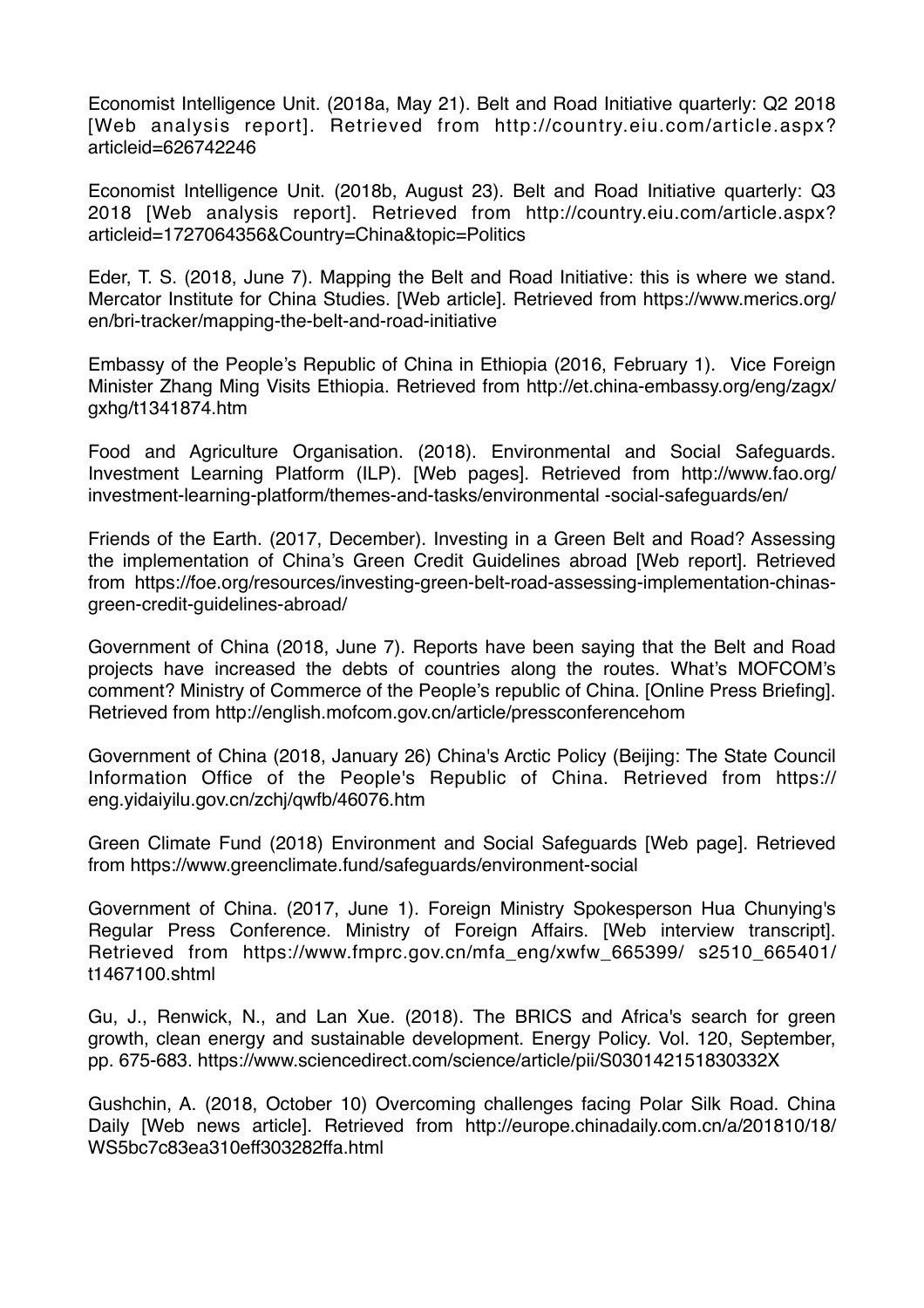Economist Intelligence Unit. (2018a, May 21). Belt and Road Initiative quarterly: Q2 2018 [Web analysis report]. Retrieved from http://country.eiu.com/article.aspx?articleid=626742246

Economist Intelligence Unit. (2018b, August 23). Belt and Road Initiative quarterly: Q3 2018 [Web analysis report]. Retrieved from http://country.eiu.com/article.aspx?articleid=1727064356&Country=China&topic=Politics

Eder, T. S. (2018, June 7). Mapping the Belt and Road Initiative: this is where we stand. Mercator Institute for China Studies. [Web article]. Retrieved from https://www.merics.org/en/bri-tracker/mapping-the-belt-and-road-initiative

Embassy of the People's Republic of China in Ethiopia (2016, February 1). Vice Foreign Minister Zhang Ming Visits Ethiopia. Retrieved from http://et.china-embassy.org/eng/zagx/gxhg/t1341874.htm

Food and Agriculture Organisation. (2018). Environmental and Social Safeguards. Investment Learning Platform (ILP). [Web pages]. Retrieved from http://www.fao.org/investment-learning-platform/themes-and-tasks/environmental -social-safeguards/en/

Friends of the Earth. (2017, December). Investing in a Green Belt and Road? Assessing the implementation of China's Green Credit Guidelines abroad [Web report]. Retrieved from https://foe.org/resources/investing-green-belt-road-assessing-implementation-chinas-green-credit-guidelines-abroad/

Government of China (2018, June 7). Reports have been saying that the Belt and Road projects have increased the debts of countries along the routes. What's MOFCOM's comment? Ministry of Commerce of the People's republic of China. [Online Press Briefing]. Retrieved from http://english.mofcom.gov.cn/article/pressconferencehom

Government of China (2018, January 26) China's Arctic Policy (Beijing: The State Council Information Office of the People's Republic of China. Retrieved from https://eng.yidaiyilu.gov.cn/zchj/qwfb/46076.htm

Green Climate Fund (2018) Environment and Social Safeguards [Web page]. Retrieved from https://www.greenclimate.fund/safeguards/environment-social

Government of China. (2017, June 1). Foreign Ministry Spokesperson Hua Chunying's Regular Press Conference. Ministry of Foreign Affairs. [Web interview transcript]. Retrieved from https://www.fmprc.gov.cn/mfa_eng/xwfw_665399/ s2510_665401/t1467100.shtml

Gu, J., Renwick, N., and Lan Xue. (2018). The BRICS and Africa's search for green growth, clean energy and sustainable development. Energy Policy. Vol. 120, September, pp. 675-683. https://www.sciencedirect.com/science/article/pii/S030142151830332X

Gushchin, A. (2018, October 10) Overcoming challenges facing Polar Silk Road. China Daily [Web news article]. Retrieved from http://europe.chinadaily.com.cn/a/201810/18/WS5bc7c83ea310eff303282ffa.html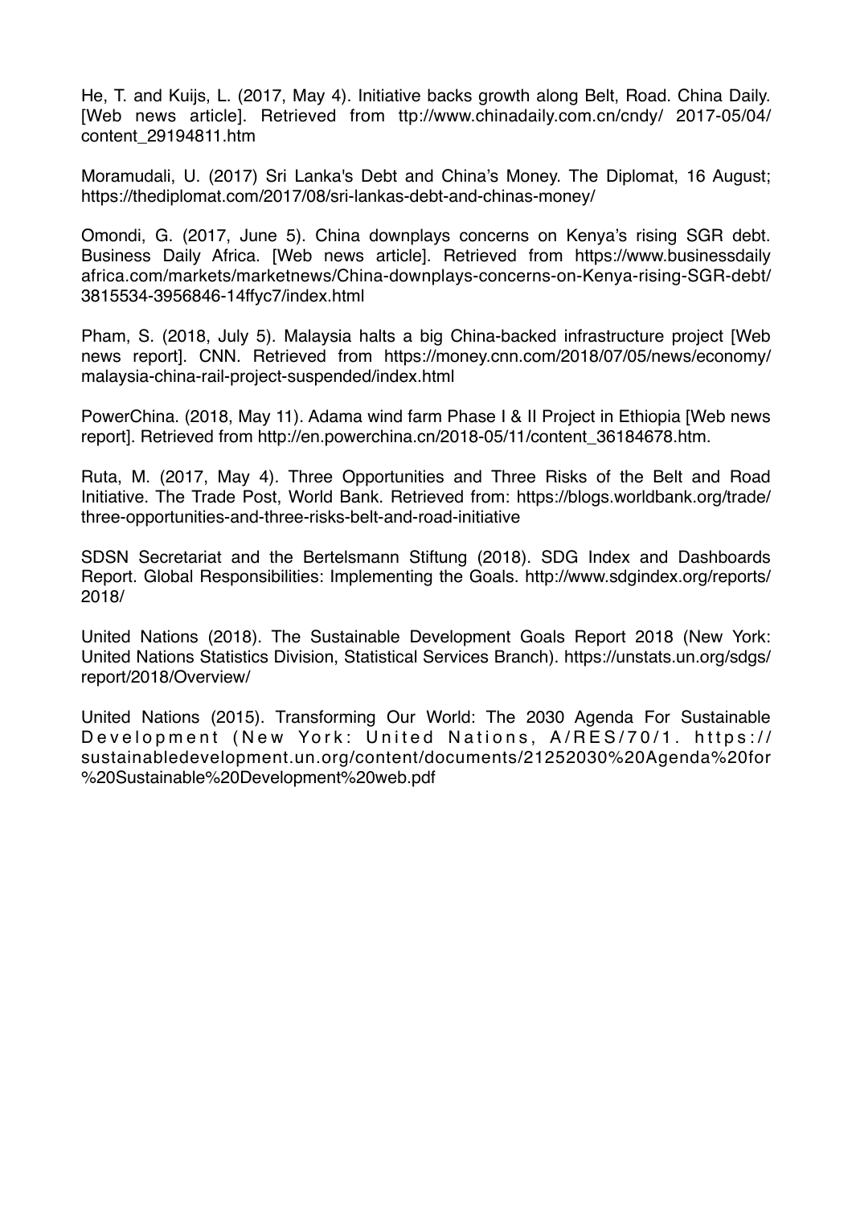He, T. and Kuijs, L. (2017, May 4). Initiative backs growth along Belt, Road. China Daily. [Web news article]. Retrieved from ttp://www.chinadaily.com.cn/cndy/ 2017-05/04/content_29194811.htm

Moramudali, U. (2017) Sri Lanka's Debt and China's Money. The Diplomat, 16 August; https://thediplomat.com/2017/08/sri-lankas-debt-and-chinas-money/

Omondi, G. (2017, June 5). China downplays concerns on Kenya's rising SGR debt. Business Daily Africa. [Web news article]. Retrieved from https://www.businessdailyafrica.com/markets/marketnews/China-downplays-concerns-on-Kenya-rising-SGR-debt/3815534-3956846-14ffyc7/index.html

Pham, S. (2018, July 5). Malaysia halts a big China-backed infrastructure project [Web news report]. CNN. Retrieved from https://money.cnn.com/2018/07/05/news/economy/malaysia-china-rail-project-suspended/index.html

PowerChina. (2018, May 11). Adama wind farm Phase I & II Project in Ethiopia [Web news report]. Retrieved from http://en.powerchina.cn/2018-05/11/content_36184678.htm.

Ruta, M. (2017, May 4). Three Opportunities and Three Risks of the Belt and Road Initiative. The Trade Post, World Bank. Retrieved from: https://blogs.worldbank.org/trade/three-opportunities-and-three-risks-belt-and-road-initiative

SDSN Secretariat and the Bertelsmann Stiftung (2018). SDG Index and Dashboards Report. Global Responsibilities: Implementing the Goals. http://www.sdgindex.org/reports/2018/

United Nations (2018). The Sustainable Development Goals Report 2018 (New York: United Nations Statistics Division, Statistical Services Branch). https://unstats.un.org/sdgs/report/2018/Overview/

United Nations (2015). Transforming Our World: The 2030 Agenda For Sustainable Development (New York: United Nations, A/RES/70/1. https://sustainabledevelopment.un.org/content/documents/21252030%20Agenda%20for%20Sustainable%20Development%20web.pdf